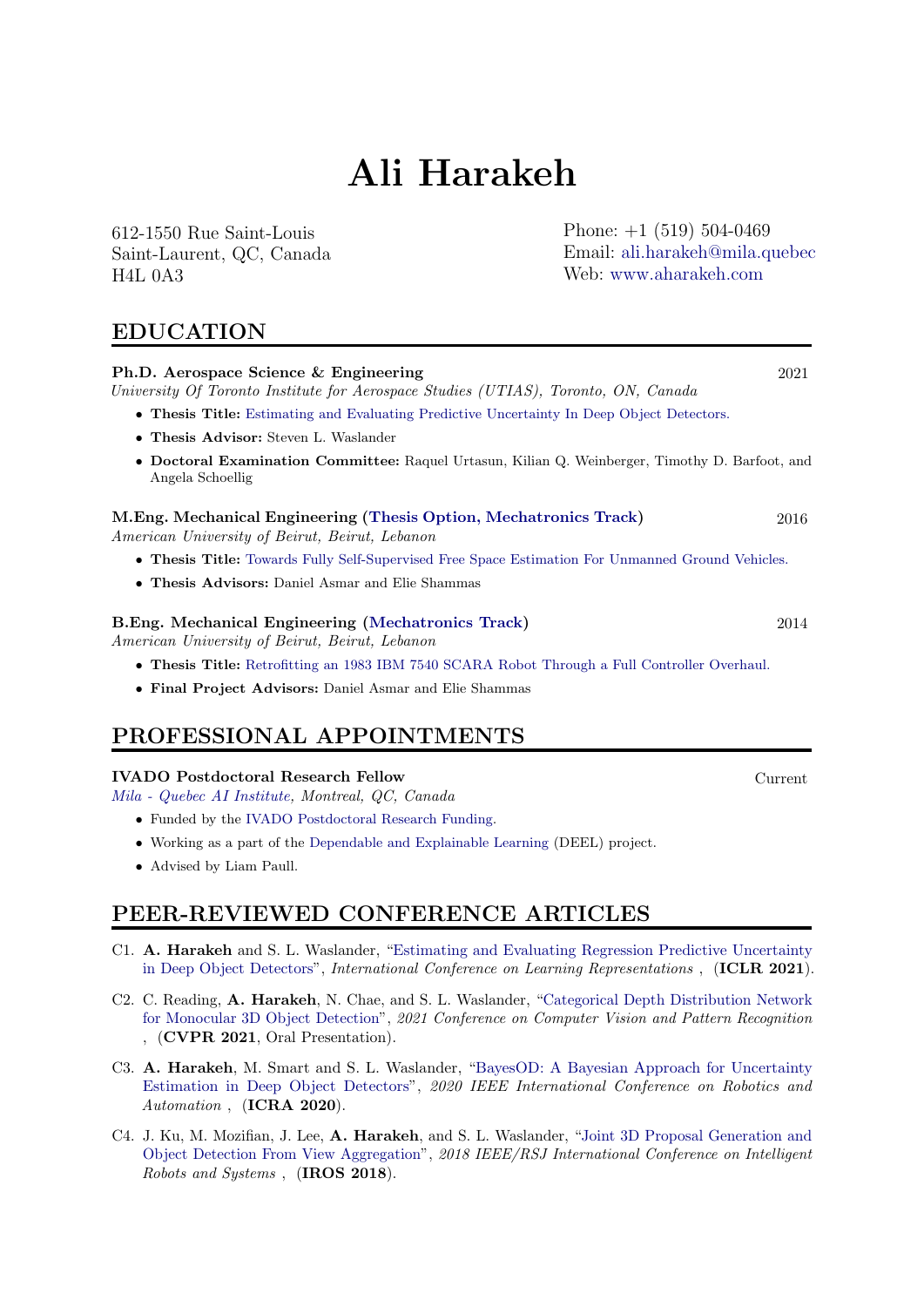# Ali Harakeh

612-1550 Rue Saint-Louis
Saint-Laurent, QC, Canada
H4L 0A3

Phone: +1 (519) 504-0469
Email: ali.harakeh@mila.quebec
Web: www.aharakeh.com

## EDUCATION

**Ph.D. Aerospace Science & Engineering** 2021
*University Of Toronto Institute for Aerospace Studies (UTIAS), Toronto, ON, Canada*

- **Thesis Title:** Estimating and Evaluating Predictive Uncertainty In Deep Object Detectors.
- **Thesis Advisor:** Steven L. Waslander
- **Doctoral Examination Committee:** Raquel Urtasun, Kilian Q. Weinberger, Timothy D. Barfoot, and Angela Schoellig

**M.Eng. Mechanical Engineering (Thesis Option, Mechatronics Track)** 2016
*American University of Beirut, Beirut, Lebanon*

- **Thesis Title:** Towards Fully Self-Supervised Free Space Estimation For Unmanned Ground Vehicles.
- **Thesis Advisors:** Daniel Asmar and Elie Shammas

**B.Eng. Mechanical Engineering (Mechatronics Track)** 2014
*American University of Beirut, Beirut, Lebanon*

- **Thesis Title:** Retrofitting an 1983 IBM 7540 SCARA Robot Through a Full Controller Overhaul.
- **Final Project Advisors:** Daniel Asmar and Elie Shammas

## PROFESSIONAL APPOINTMENTS

**IVADO Postdoctoral Research Fellow** Current
*Mila - Quebec AI Institute, Montreal, QC, Canada*

- Funded by the IVADO Postdoctoral Research Funding.
- Working as a part of the Dependable and Explainable Learning (DEEL) project.
- Advised by Liam Paull.

## PEER-REVIEWED CONFERENCE ARTICLES

C1. **A. Harakeh** and S. L. Waslander, "Estimating and Evaluating Regression Predictive Uncertainty in Deep Object Detectors", *International Conference on Learning Representations* , (**ICLR 2021**).

C2. C. Reading, **A. Harakeh**, N. Chae, and S. L. Waslander, "Categorical Depth Distribution Network for Monocular 3D Object Detection", *2021 Conference on Computer Vision and Pattern Recognition* , (**CVPR 2021**, Oral Presentation).

C3. **A. Harakeh**, M. Smart and S. L. Waslander, "BayesOD: A Bayesian Approach for Uncertainty Estimation in Deep Object Detectors", *2020 IEEE International Conference on Robotics and Automation* , (**ICRA 2020**).

C4. J. Ku, M. Mozifian, J. Lee, **A. Harakeh**, and S. L. Waslander, "Joint 3D Proposal Generation and Object Detection From View Aggregation", *2018 IEEE/RSJ International Conference on Intelligent Robots and Systems* , (**IROS 2018**).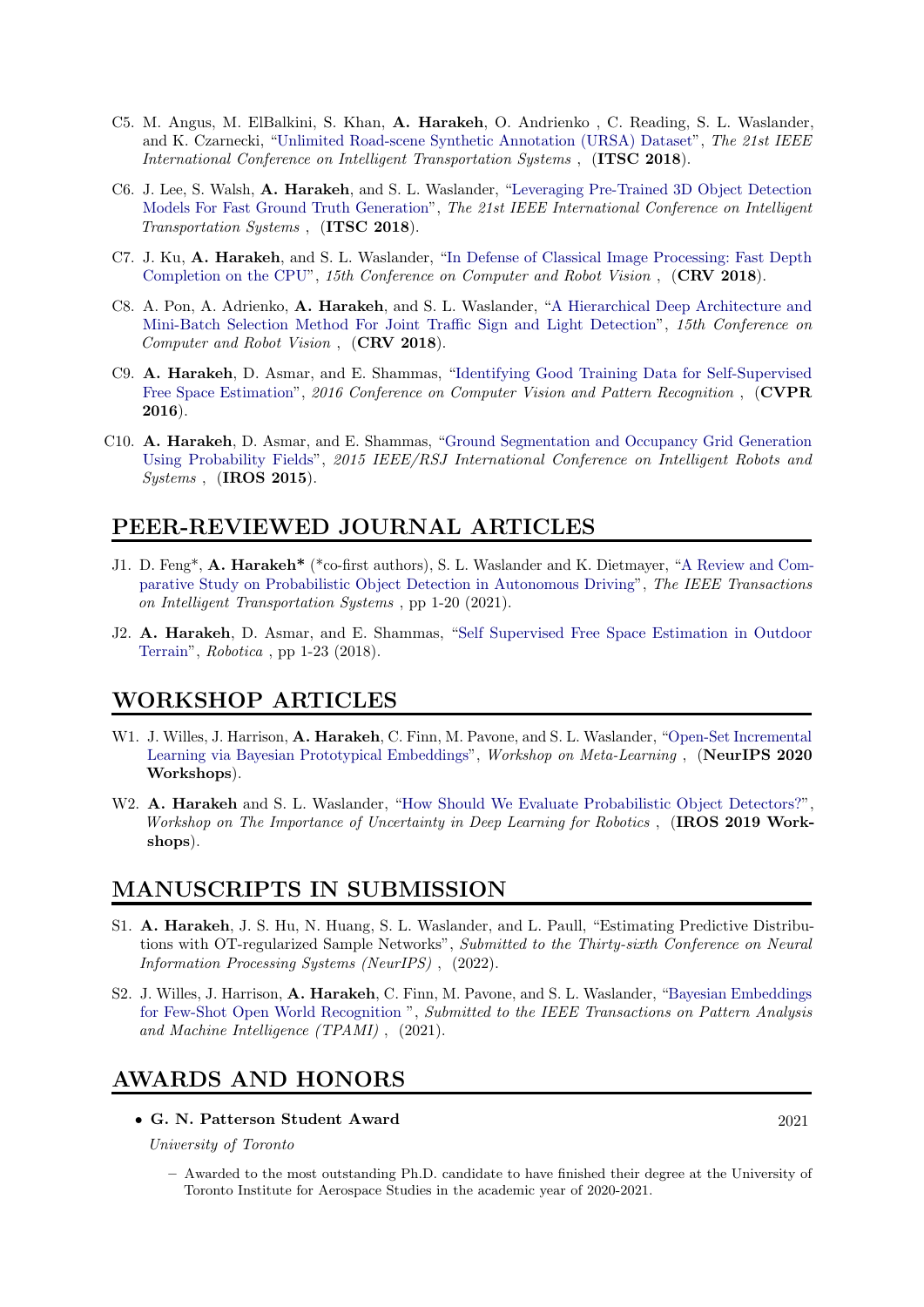C5. M. Angus, M. ElBalkini, S. Khan, **A. Harakeh**, O. Andrienko , C. Reading, S. L. Waslander, and K. Czarnecki, "Unlimited Road-scene Synthetic Annotation (URSA) Dataset", *The 21st IEEE International Conference on Intelligent Transportation Systems* , (**ITSC 2018**).

C6. J. Lee, S. Walsh, **A. Harakeh**, and S. L. Waslander, "Leveraging Pre-Trained 3D Object Detection Models For Fast Ground Truth Generation", *The 21st IEEE International Conference on Intelligent Transportation Systems* , (**ITSC 2018**).

C7. J. Ku, **A. Harakeh**, and S. L. Waslander, "In Defense of Classical Image Processing: Fast Depth Completion on the CPU", *15th Conference on Computer and Robot Vision* , (**CRV 2018**).

C8. A. Pon, A. Adrienko, **A. Harakeh**, and S. L. Waslander, "A Hierarchical Deep Architecture and Mini-Batch Selection Method For Joint Traffic Sign and Light Detection", *15th Conference on Computer and Robot Vision* , (**CRV 2018**).

C9. **A. Harakeh**, D. Asmar, and E. Shammas, "Identifying Good Training Data for Self-Supervised Free Space Estimation", *2016 Conference on Computer Vision and Pattern Recognition* , (**CVPR 2016**).

C10. **A. Harakeh**, D. Asmar, and E. Shammas, "Ground Segmentation and Occupancy Grid Generation Using Probability Fields", *2015 IEEE/RSJ International Conference on Intelligent Robots and Systems* , (**IROS 2015**).

## PEER-REVIEWED JOURNAL ARTICLES

J1. D. Feng*, **A. Harakeh*** (*co-first authors), S. L. Waslander and K. Dietmayer, "A Review and Comparative Study on Probabilistic Object Detection in Autonomous Driving", *The IEEE Transactions on Intelligent Transportation Systems* , pp 1-20 (2021).

J2. **A. Harakeh**, D. Asmar, and E. Shammas, "Self Supervised Free Space Estimation in Outdoor Terrain", *Robotica* , pp 1-23 (2018).

## WORKSHOP ARTICLES

W1. J. Willes, J. Harrison, **A. Harakeh**, C. Finn, M. Pavone, and S. L. Waslander, "Open-Set Incremental Learning via Bayesian Prototypical Embeddings", *Workshop on Meta-Learning* , (**NeurIPS 2020 Workshops**).

W2. **A. Harakeh** and S. L. Waslander, "How Should We Evaluate Probabilistic Object Detectors?", *Workshop on The Importance of Uncertainty in Deep Learning for Robotics* , (**IROS 2019 Workshops**).

## MANUSCRIPTS IN SUBMISSION

S1. **A. Harakeh**, J. S. Hu, N. Huang, S. L. Waslander, and L. Paull, "Estimating Predictive Distributions with OT-regularized Sample Networks", *Submitted to the Thirty-sixth Conference on Neural Information Processing Systems (NeurIPS)* , (2022).

S2. J. Willes, J. Harrison, **A. Harakeh**, C. Finn, M. Pavone, and S. L. Waslander, "Bayesian Embeddings for Few-Shot Open World Recognition ", *Submitted to the IEEE Transactions on Pattern Analysis and Machine Intelligence (TPAMI)* , (2021).

## AWARDS AND HONORS

- **G. N. Patterson Student Award** 2021

  *University of Toronto*

  - Awarded to the most outstanding Ph.D. candidate to have finished their degree at the University of Toronto Institute for Aerospace Studies in the academic year of 2020-2021.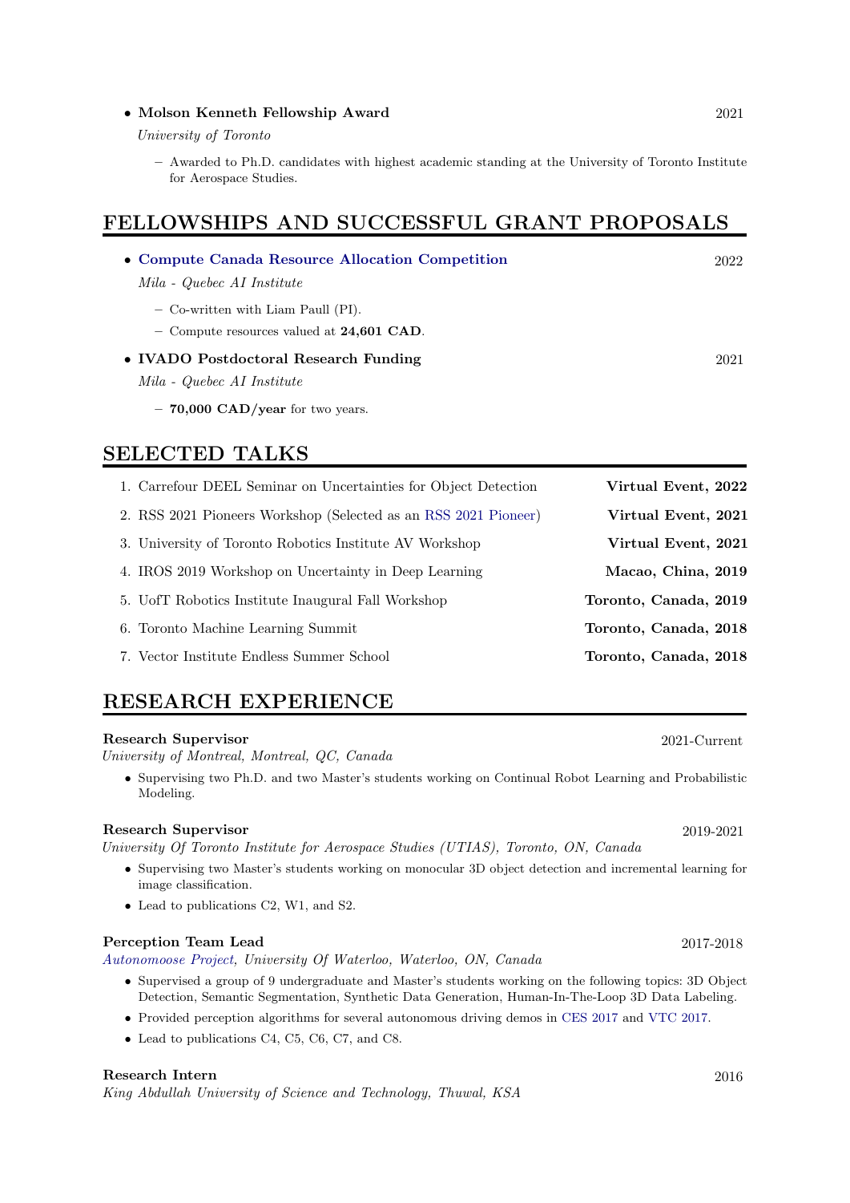- **Molson Kenneth Fellowship Award** — 2021

  *University of Toronto*

  - Awarded to Ph.D. candidates with highest academic standing at the University of Toronto Institute for Aerospace Studies.

## FELLOWSHIPS AND SUCCESSFUL GRANT PROPOSALS

- **Compute Canada Resource Allocation Competition** — 2022

  *Mila - Quebec AI Institute*

  - Co-written with Liam Paull (PI).
  - Compute resources valued at **24,601 CAD**.

- **IVADO Postdoctoral Research Funding** — 2021

  *Mila - Quebec AI Institute*

  - **70,000 CAD/year** for two years.

## SELECTED TALKS

1. Carrefour DEEL Seminar on Uncertainties for Object Detection — **Virtual Event, 2022**
2. RSS 2021 Pioneers Workshop (Selected as an RSS 2021 Pioneer) — **Virtual Event, 2021**
3. University of Toronto Robotics Institute AV Workshop — **Virtual Event, 2021**
4. IROS 2019 Workshop on Uncertainty in Deep Learning — **Macao, China, 2019**
5. UofT Robotics Institute Inaugural Fall Workshop — **Toronto, Canada, 2019**
6. Toronto Machine Learning Summit — **Toronto, Canada, 2018**
7. Vector Institute Endless Summer School — **Toronto, Canada, 2018**

## RESEARCH EXPERIENCE

**Research Supervisor** — 2021-Current

*University of Montreal, Montreal, QC, Canada*

- Supervising two Ph.D. and two Master's students working on Continual Robot Learning and Probabilistic Modeling.

**Research Supervisor** — 2019-2021

*University Of Toronto Institute for Aerospace Studies (UTIAS), Toronto, ON, Canada*

- Supervising two Master's students working on monocular 3D object detection and incremental learning for image classification.
- Lead to publications C2, W1, and S2.

**Perception Team Lead** — 2017-2018

*Autonomoose Project, University Of Waterloo, Waterloo, ON, Canada*

- Supervised a group of 9 undergraduate and Master's students working on the following topics: 3D Object Detection, Semantic Segmentation, Synthetic Data Generation, Human-In-The-Loop 3D Data Labeling.
- Provided perception algorithms for several autonomous driving demos in CES 2017 and VTC 2017.
- Lead to publications C4, C5, C6, C7, and C8.

**Research Intern** — 2016

*King Abdullah University of Science and Technology, Thuwal, KSA*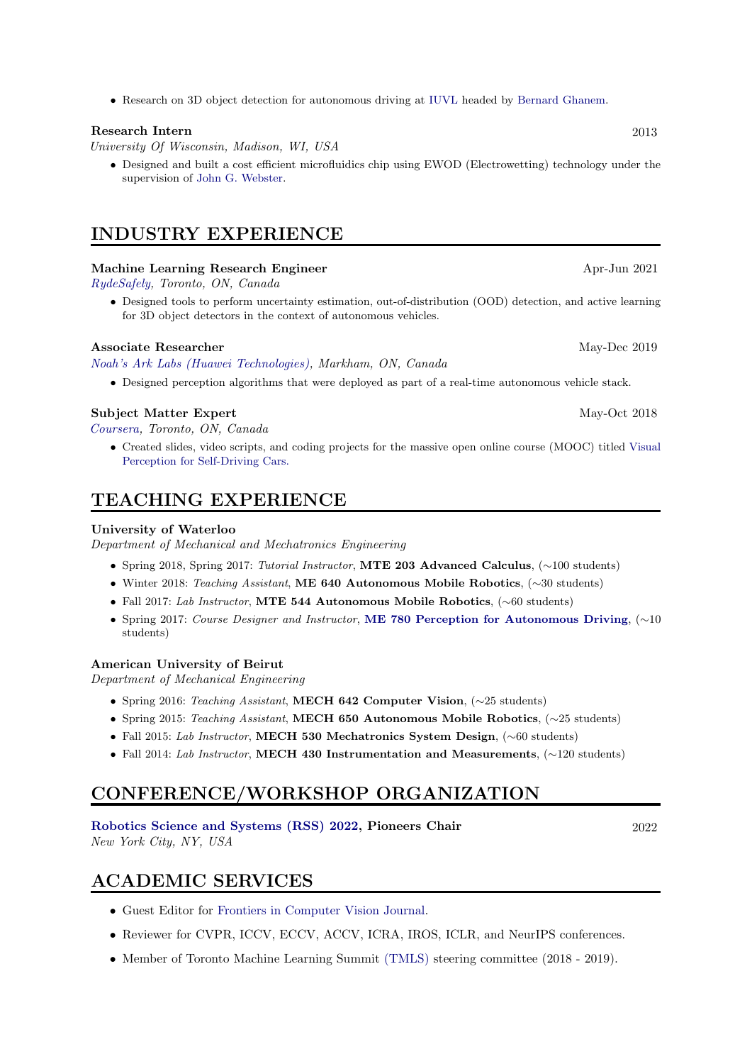- Research on 3D object detection for autonomous driving at IUVL headed by Bernard Ghanem.

**Research Intern** 2013
*University Of Wisconsin, Madison, WI, USA*

- Designed and built a cost efficient microfluidics chip using EWOD (Electrowetting) technology under the supervision of John G. Webster.

## INDUSTRY EXPERIENCE

**Machine Learning Research Engineer** Apr-Jun 2021
*RydeSafely, Toronto, ON, Canada*

- Designed tools to perform uncertainty estimation, out-of-distribution (OOD) detection, and active learning for 3D object detectors in the context of autonomous vehicles.

**Associate Researcher** May-Dec 2019
*Noah's Ark Labs (Huawei Technologies), Markham, ON, Canada*

- Designed perception algorithms that were deployed as part of a real-time autonomous vehicle stack.

**Subject Matter Expert** May-Oct 2018
*Coursera, Toronto, ON, Canada*

- Created slides, video scripts, and coding projects for the massive open online course (MOOC) titled Visual Perception for Self-Driving Cars.

## TEACHING EXPERIENCE

**University of Waterloo**
*Department of Mechanical and Mechatronics Engineering*

- Spring 2018, Spring 2017: *Tutorial Instructor*, **MTE 203 Advanced Calculus**, (∼100 students)
- Winter 2018: *Teaching Assistant*, **ME 640 Autonomous Mobile Robotics**, (∼30 students)
- Fall 2017: *Lab Instructor*, **MTE 544 Autonomous Mobile Robotics**, (∼60 students)
- Spring 2017: *Course Designer and Instructor*, **ME 780 Perception for Autonomous Driving**, (∼10 students)

**American University of Beirut**
*Department of Mechanical Engineering*

- Spring 2016: *Teaching Assistant*, **MECH 642 Computer Vision**, (∼25 students)
- Spring 2015: *Teaching Assistant*, **MECH 650 Autonomous Mobile Robotics**, (∼25 students)
- Fall 2015: *Lab Instructor*, **MECH 530 Mechatronics System Design**, (∼60 students)
- Fall 2014: *Lab Instructor*, **MECH 430 Instrumentation and Measurements**, (∼120 students)

## CONFERENCE/WORKSHOP ORGANIZATION

**Robotics Science and Systems (RSS) 2022, Pioneers Chair** 2022
*New York City, NY, USA*

## ACADEMIC SERVICES

- Guest Editor for Frontiers in Computer Vision Journal.
- Reviewer for CVPR, ICCV, ECCV, ACCV, ICRA, IROS, ICLR, and NeurIPS conferences.
- Member of Toronto Machine Learning Summit (TMLS) steering committee (2018 - 2019).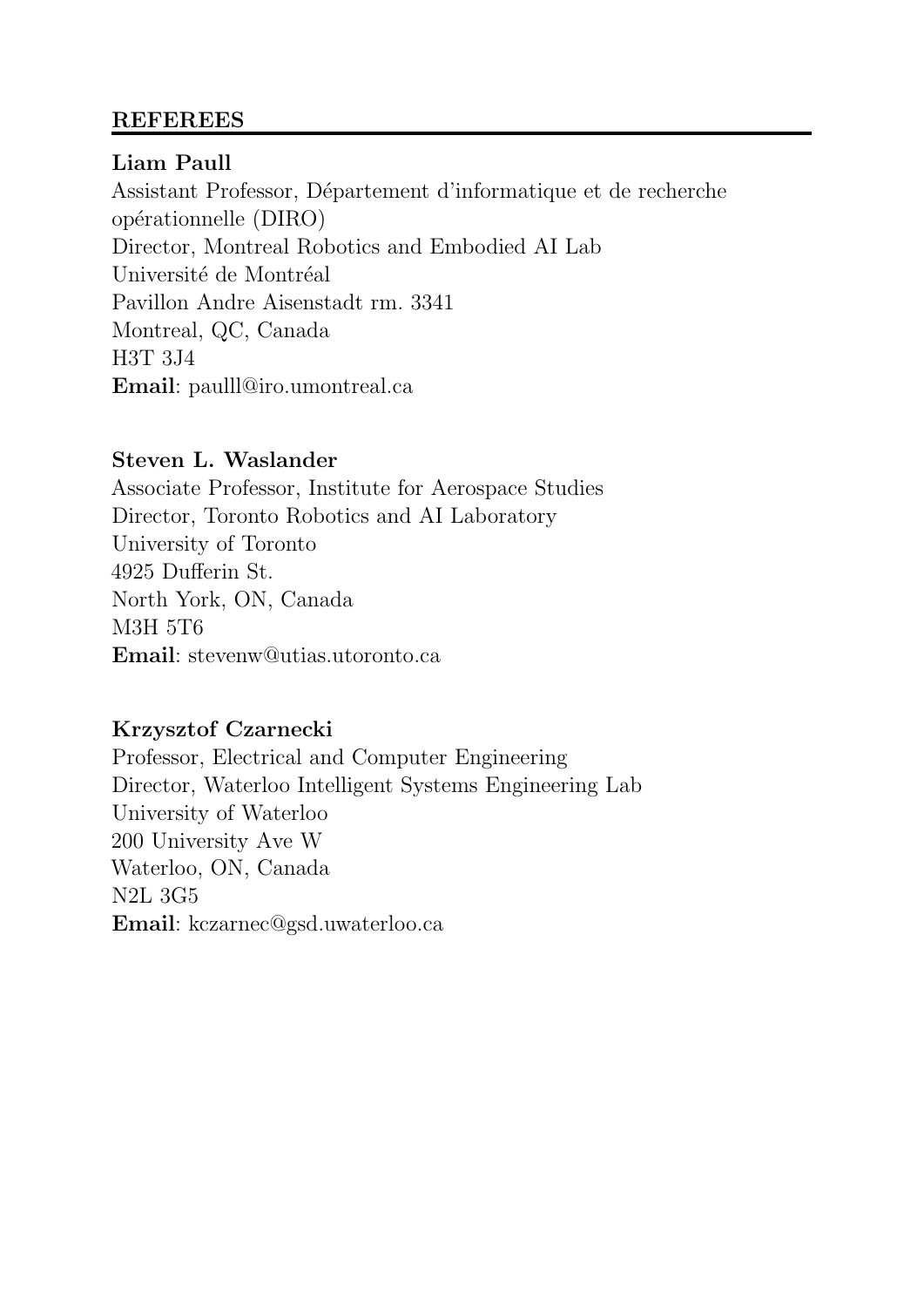## REFEREES

**Liam Paull**
Assistant Professor, Département d'informatique et de recherche opérationnelle (DIRO)
Director, Montreal Robotics and Embodied AI Lab
Université de Montréal
Pavillon Andre Aisenstadt rm. 3341
Montreal, QC, Canada
H3T 3J4
**Email**: paulll@iro.umontreal.ca

**Steven L. Waslander**
Associate Professor, Institute for Aerospace Studies
Director, Toronto Robotics and AI Laboratory
University of Toronto
4925 Dufferin St.
North York, ON, Canada
M3H 5T6
**Email**: stevenw@utias.utoronto.ca

**Krzysztof Czarnecki**
Professor, Electrical and Computer Engineering
Director, Waterloo Intelligent Systems Engineering Lab
University of Waterloo
200 University Ave W
Waterloo, ON, Canada
N2L 3G5
**Email**: kczarnec@gsd.uwaterloo.ca